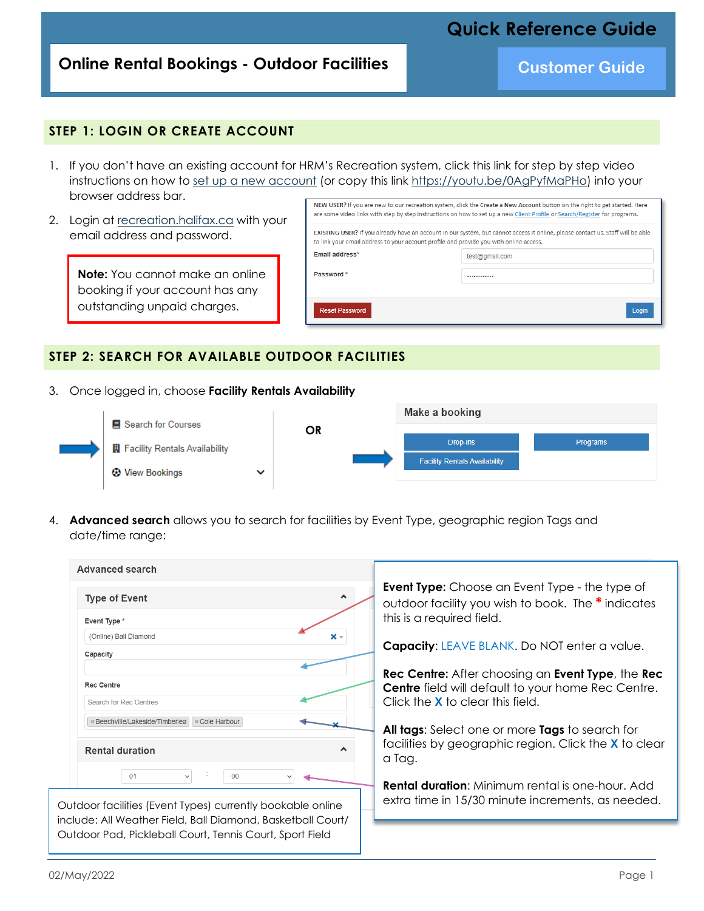# Quick Reference Guide

## Online Rental Bookings - Outdoor Facilities

**Customer Guide**

## STEP 1: LOGIN OR CREATE ACCOUNT

1. If you don't have an existing account for HRM's Recreation system, click this link for step by step video instructions on how to set up a new account (or copy this link https://youtu.be/0AgPyfMaPHo) into your browser address bar.
2. Login at recreation.halifax.ca with your email address and password.

> **Note:** You cannot make an online booking if your account has any outstanding unpaid charges.

NEW USER? If you are new to our recreation system, click the Create a New Account button on the right to get started. Here are some video links with step by step instructions on how to set up a new Client Profile or Search/Register for programs.

EXISTING USER? If you already have an account in our system, but cannot access it online, please contact us. Staff will be able to link your email address to your account profile and provide you with online access.

Email address* test@gmail.com

Password * ············

Reset Password | Login

## STEP 2: SEARCH FOR AVAILABLE OUTDOOR FACILITIES

3. Once logged in, choose **Facility Rentals Availability**

- Search for Courses
- Facility Rentals Availability
- View Bookings

OR

Make a booking: Drop-ins | Programs | Facility Rentals Availability

4. **Advanced search** allows you to search for facilities by Event Type, geographic region Tags and date/time range:

Advanced search

- Type of Event
  - Event Type * (Online) Ball Diamond
  - Capacity
  - Rec Centre: Search for Rec Centres
  - ×Beechville/Lakeside/Timberlea ×Cole Harbour
- Rental duration: 01 : 00

**Event Type:** Choose an Event Type - the type of outdoor facility you wish to book. The * indicates this is a required field.

**Capacity**: LEAVE BLANK. Do NOT enter a value.

**Rec Centre:** After choosing an **Event Type**, the **Rec Centre** field will default to your home Rec Centre. Click the **X** to clear this field.

**All tags**: Select one or more **Tags** to search for facilities by geographic region. Click the **X** to clear a Tag.

**Rental duration**: Minimum rental is one-hour. Add extra time in 15/30 minute increments, as needed.

> Outdoor facilities (Event Types) currently bookable online include: All Weather Field, Ball Diamond, Basketball Court/ Outdoor Pad, Pickleball Court, Tennis Court, Sport Field

02/May/2022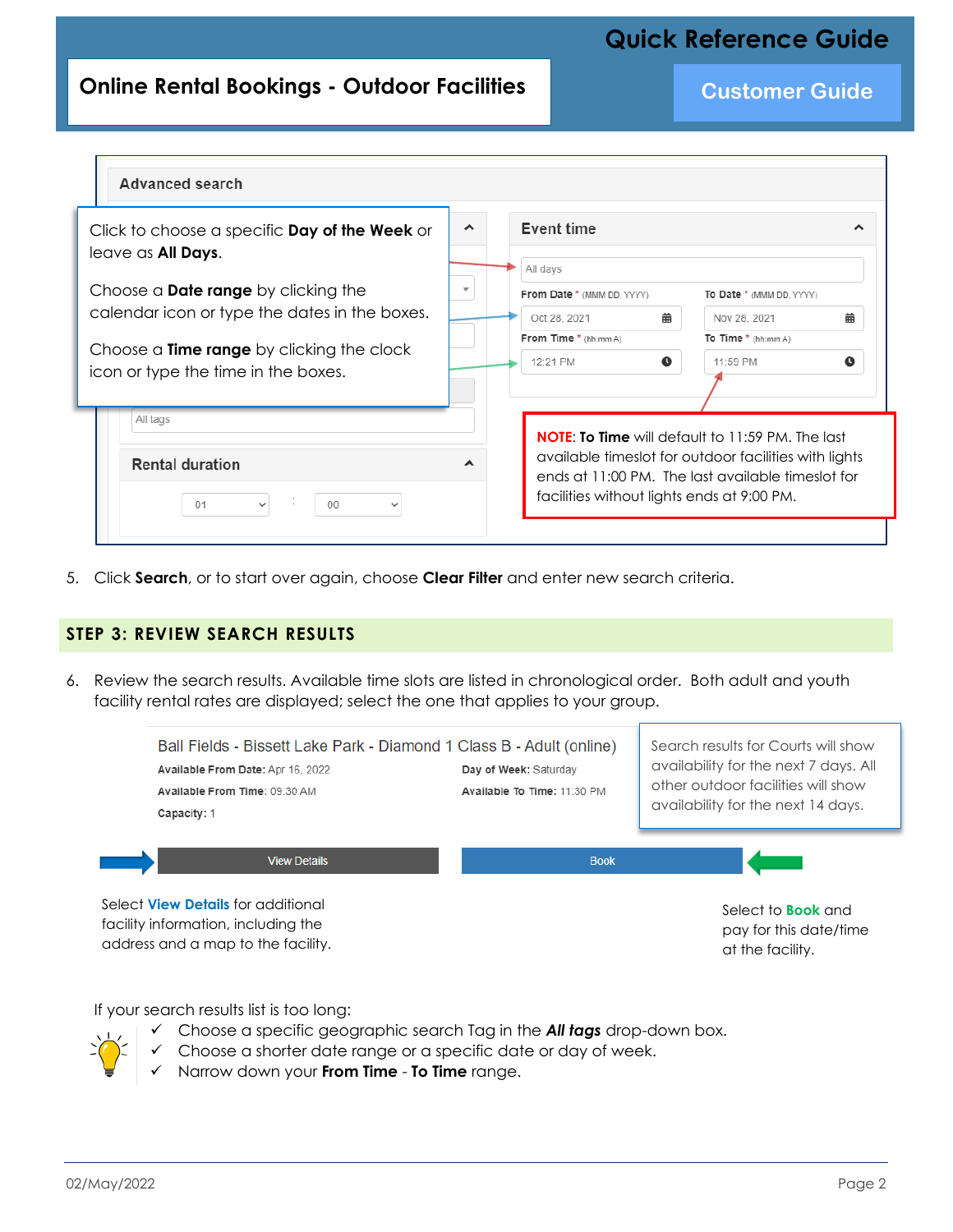Click to choose a specific **Day of the Week** or leave as **All Days**.

Choose a **Date range** by clicking the calendar icon or type the dates in the boxes.

Choose a **Time range** by clicking the clock icon or type the time in the boxes.

**NOTE**: **To Time** will default to 11:59 PM. The last available timeslot for outdoor facilities with lights ends at 11:00 PM. The last available timeslot for facilities without lights ends at 9:00 PM.

5. Click **Search**, or to start over again, choose **Clear Filter** and enter new search criteria.

## STEP 3: REVIEW SEARCH RESULTS

6. Review the search results. Available time slots are listed in chronological order. Both adult and youth facility rental rates are displayed; select the one that applies to your group.

Search results for Courts will show availability for the next 7 days. All other outdoor facilities will show availability for the next 14 days.

Select **View Details** for additional facility information, including the address and a map to the facility.

Select to **Book** and pay for this date/time at the facility.

If your search results list is too long:

- ✓ Choose a specific geographic search Tag in the ***All tags*** drop-down box.
- ✓ Choose a shorter date range or a specific date or day of week.
- ✓ Narrow down your **From Time** - **To Time** range.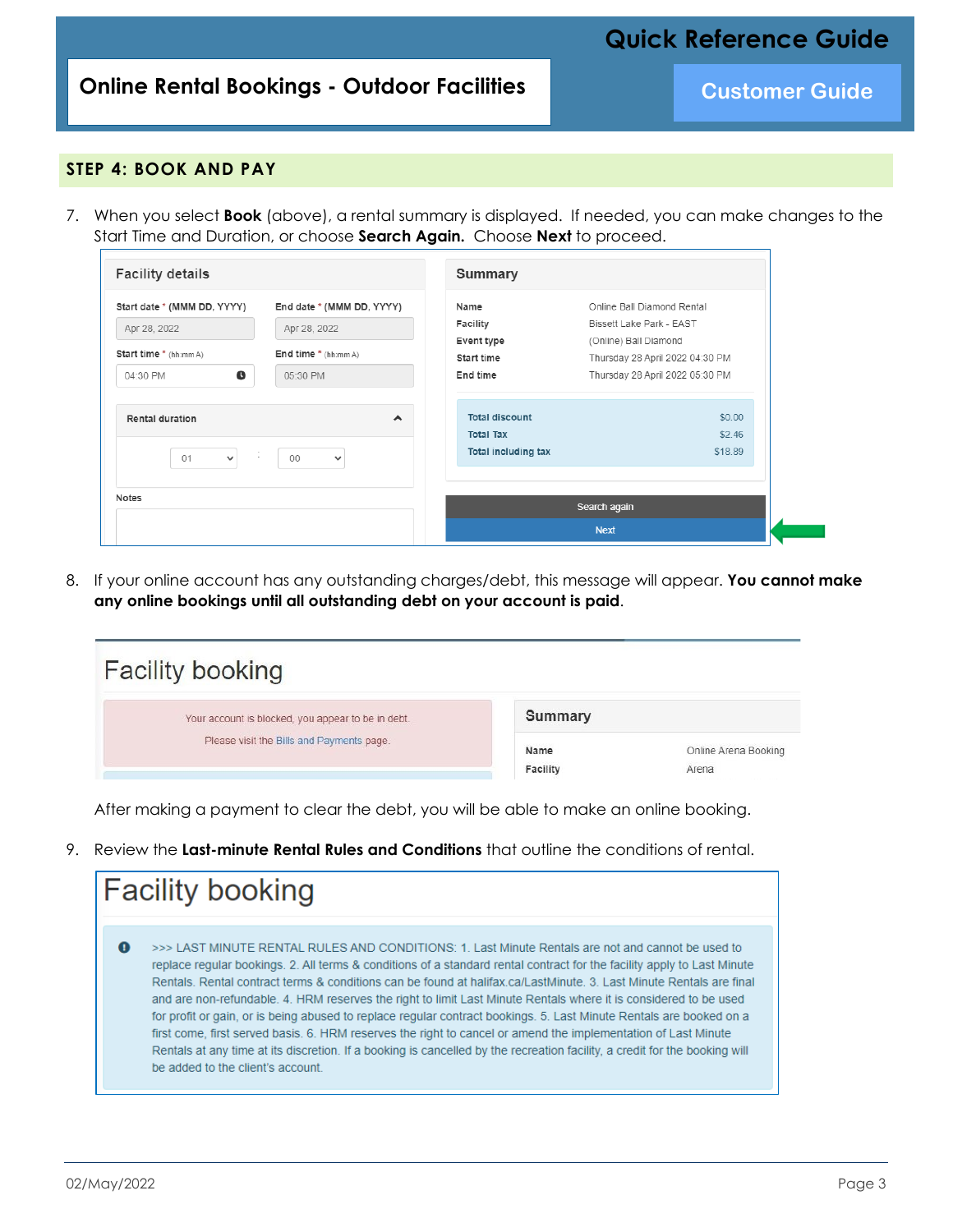# Online Rental Bookings - Outdoor Facilities

## STEP 4: BOOK AND PAY

7. When you select **Book** (above), a rental summary is displayed. If needed, you can make changes to the Start Time and Duration, or choose **Search Again.** Choose **Next** to proceed.

8. If your online account has any outstanding charges/debt, this message will appear. **You cannot make any online bookings until all outstanding debt on your account is paid**.

   After making a payment to clear the debt, you will be able to make an online booking.

9. Review the **Last-minute Rental Rules and Conditions** that outline the conditions of rental.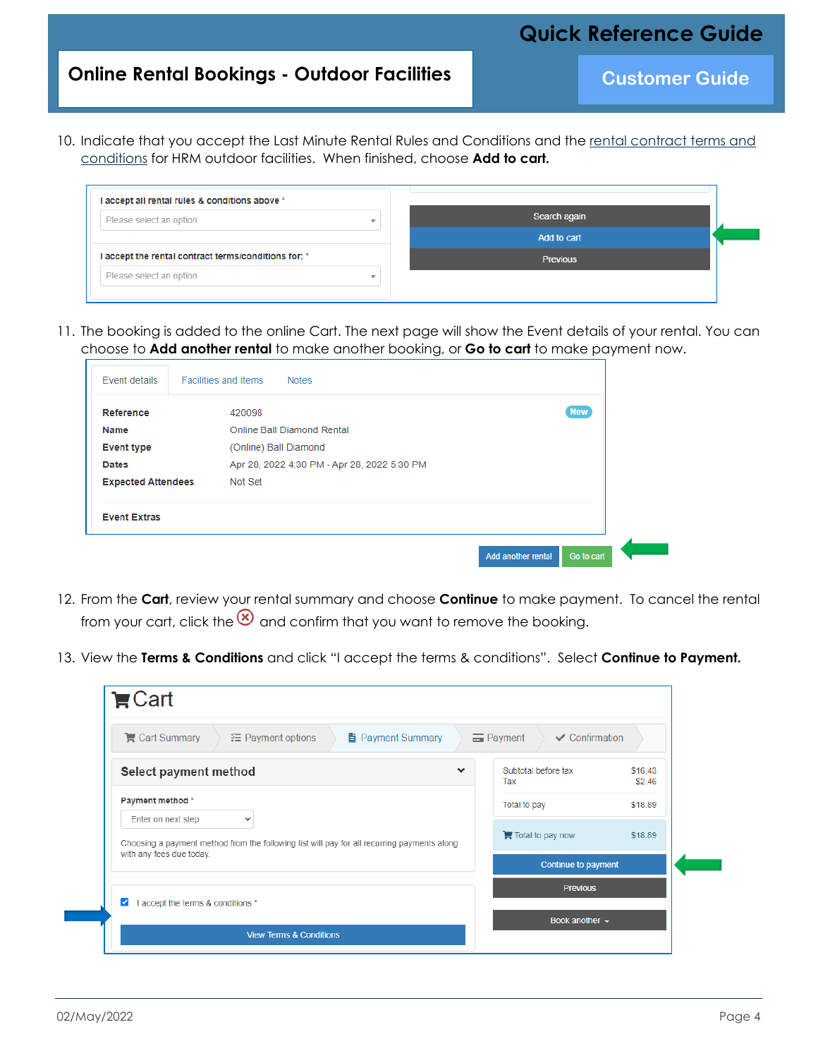10. Indicate that you accept the Last Minute Rental Rules and Conditions and the rental contract terms and conditions for HRM outdoor facilities. When finished, choose **Add to cart.**

I accept all rental rules & conditions above *

Please select an option

I accept the rental contract terms/conditions for: *

Please select an option

Search again

Add to cart

Previous

11. The booking is added to the online Cart. The next page will show the Event details of your rental. You can choose to **Add another rental** to make another booking, or **Go to cart** to make payment now.

Event details | Facilities and items | Notes

| | |
|---|---|
| **Reference** | 420098 |
| **Name** | Online Ball Diamond Rental |
| **Event type** | (Online) Ball Diamond |
| **Dates** | Apr 28, 2022 4:30 PM - Apr 28, 2022 5:30 PM |
| **Expected Attendees** | Not Set |

New

**Event Extras**

Add another rental | Go to cart

12. From the **Cart**, review your rental summary and choose **Continue** to make payment. To cancel the rental from your cart, click the ⊗ and confirm that you want to remove the booking.

13. View the **Terms & Conditions** and click "I accept the terms & conditions". Select **Continue to Payment.**

Cart

Cart Summary | Payment options | Payment Summary | Payment | Confirmation

**Select payment method**

Payment method *

Enter on next step

Choosing a payment method from the following list will pay for all recurring payments along with any fees due today.

☑ I accept the terms & conditions *

View Terms & Conditions

| | |
|---|---|
| Subtotal before tax | $16.43 |
| Tax | $2.46 |
| Total to pay | $18.89 |
| Total to pay now | $18.89 |

Continue to payment

Previous

Book another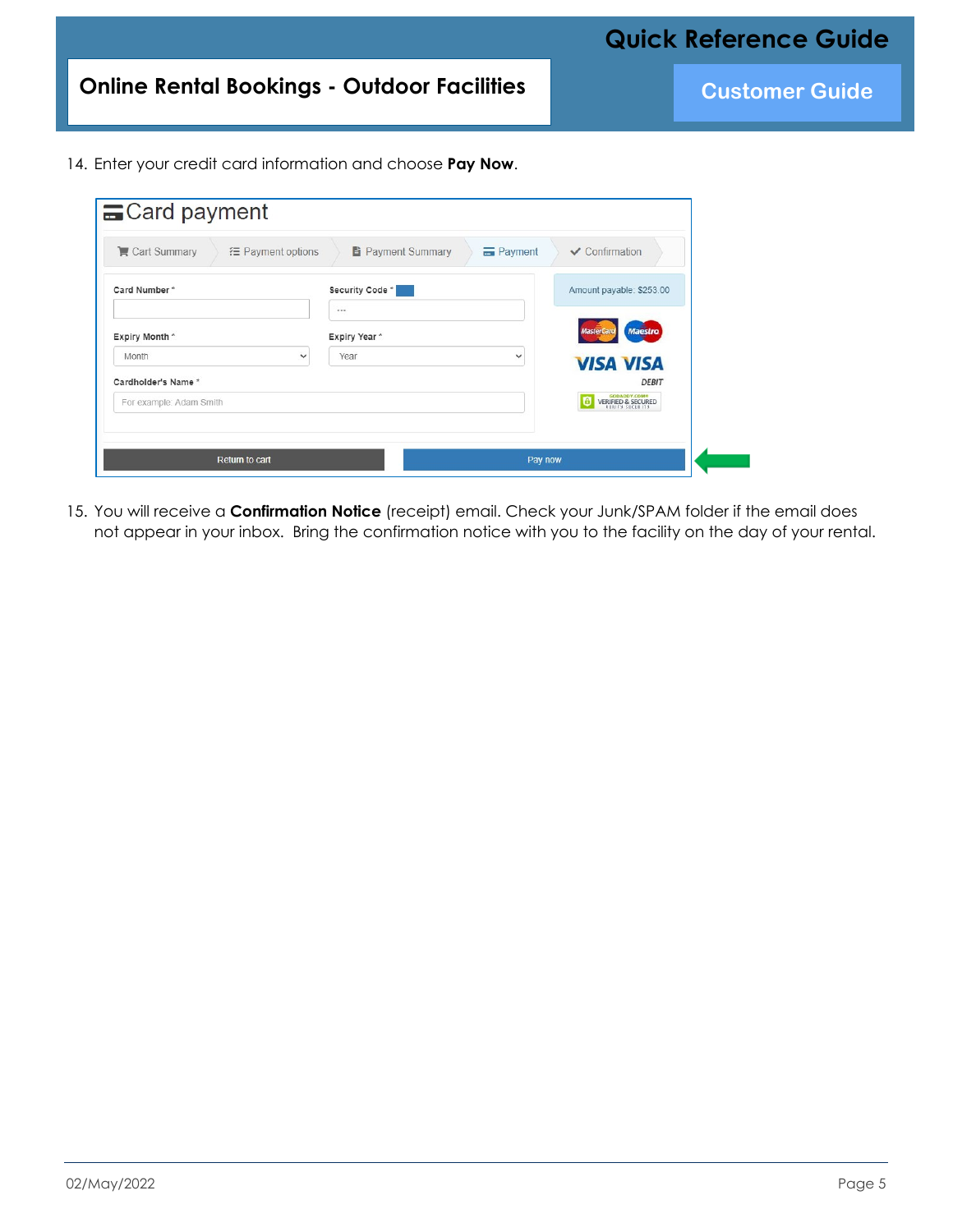14. Enter your credit card information and choose **Pay Now**.

15. You will receive a **Confirmation Notice** (receipt) email. Check your Junk/SPAM folder if the email does not appear in your inbox.  Bring the confirmation notice with you to the facility on the day of your rental.